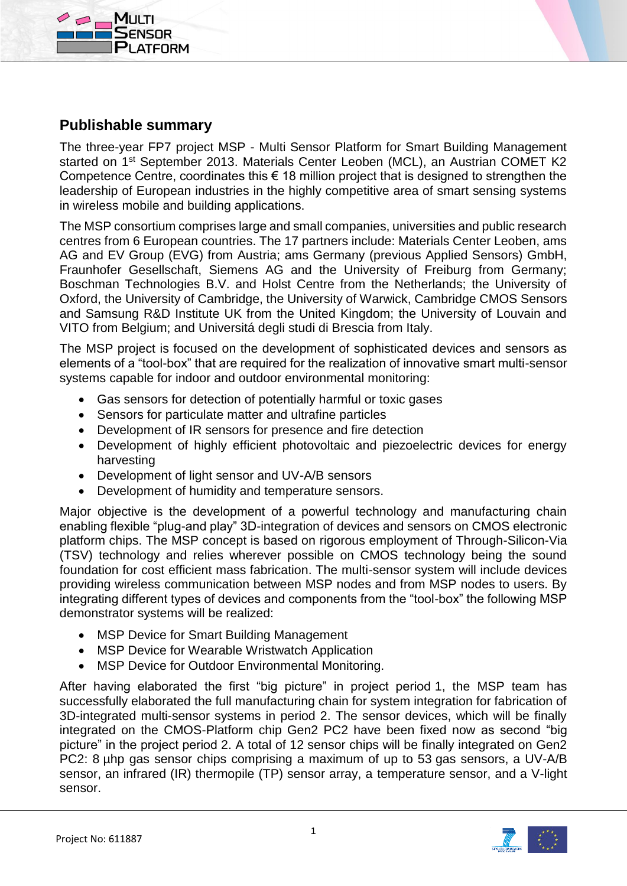## Publishable summary

The three-year FP7 project MSP - Multi Sensor Platform for Smart Building Management started on 1st September 2013. Materials Center Leoben (MCL), an Austrian COMET K2 Competence Centre, coordinates this € 18 million project that is designed to strengthen the leadership of European industries in the highly competitive area of smart sensing systems in wireless mobile and building applications.

The MSP consortium comprises large and small companies, universities and public research centres from 6 European countries. The 17 partners include: Materials Center Leoben, ams AG and EV Group (EVG) from Austria; ams Germany (previous Applied Sensors) GmbH, Fraunhofer Gesellschaft, Siemens AG and the University of Freiburg from Germany; Boschman Technologies B.V. and Holst Centre from the Netherlands; the University of Oxford, the University of Cambridge, the University of Warwick, Cambridge CMOS Sensors and Samsung R&D Institute UK from the United Kingdom; the University of Louvain and VITO from Belgium; and Universitá degli studi di Brescia from Italy.

The MSP project is focused on the development of sophisticated devices and sensors as elements of a "tool-box" that are required for the realization of innovative smart multi-sensor systems capable for indoor and outdoor environmental monitoring:

- Gas sensors for detection of potentially harmful or toxic gases
- Sensors for particulate matter and ultrafine particles
- Development of IR sensors for presence and fire detection
- Development of highly efficient photovoltaic and piezoelectric devices for energy harvesting
- Development of light sensor and UV-A/B sensors
- Development of humidity and temperature sensors.

Major objective is the development of a powerful technology and manufacturing chain enabling flexible "plug-and play" 3D-integration of devices and sensors on CMOS electronic platform chips. The MSP concept is based on rigorous employment of Through-Silicon-Via (TSV) technology and relies wherever possible on CMOS technology being the sound foundation for cost efficient mass fabrication. The multi-sensor system will include devices providing wireless communication between MSP nodes and from MSP nodes to users. By integrating different types of devices and components from the "tool-box" the following MSP demonstrator systems will be realized:

- MSP Device for Smart Building Management
- MSP Device for Wearable Wristwatch Application
- MSP Device for Outdoor Environmental Monitoring.

After having elaborated the first "big picture" in project period 1, the MSP team has successfully elaborated the full manufacturing chain for system integration for fabrication of 3D-integrated multi-sensor systems in period 2. The sensor devices, which will be finally integrated on the CMOS-Platform chip Gen2 PC2 have been fixed now as second "big picture" in the project period 2. A total of 12 sensor chips will be finally integrated on Gen2 PC2: 8 µhp gas sensor chips comprising a maximum of up to 53 gas sensors, a UV-A/B sensor, an infrared (IR) thermopile (TP) sensor array, a temperature sensor, and a V-light sensor.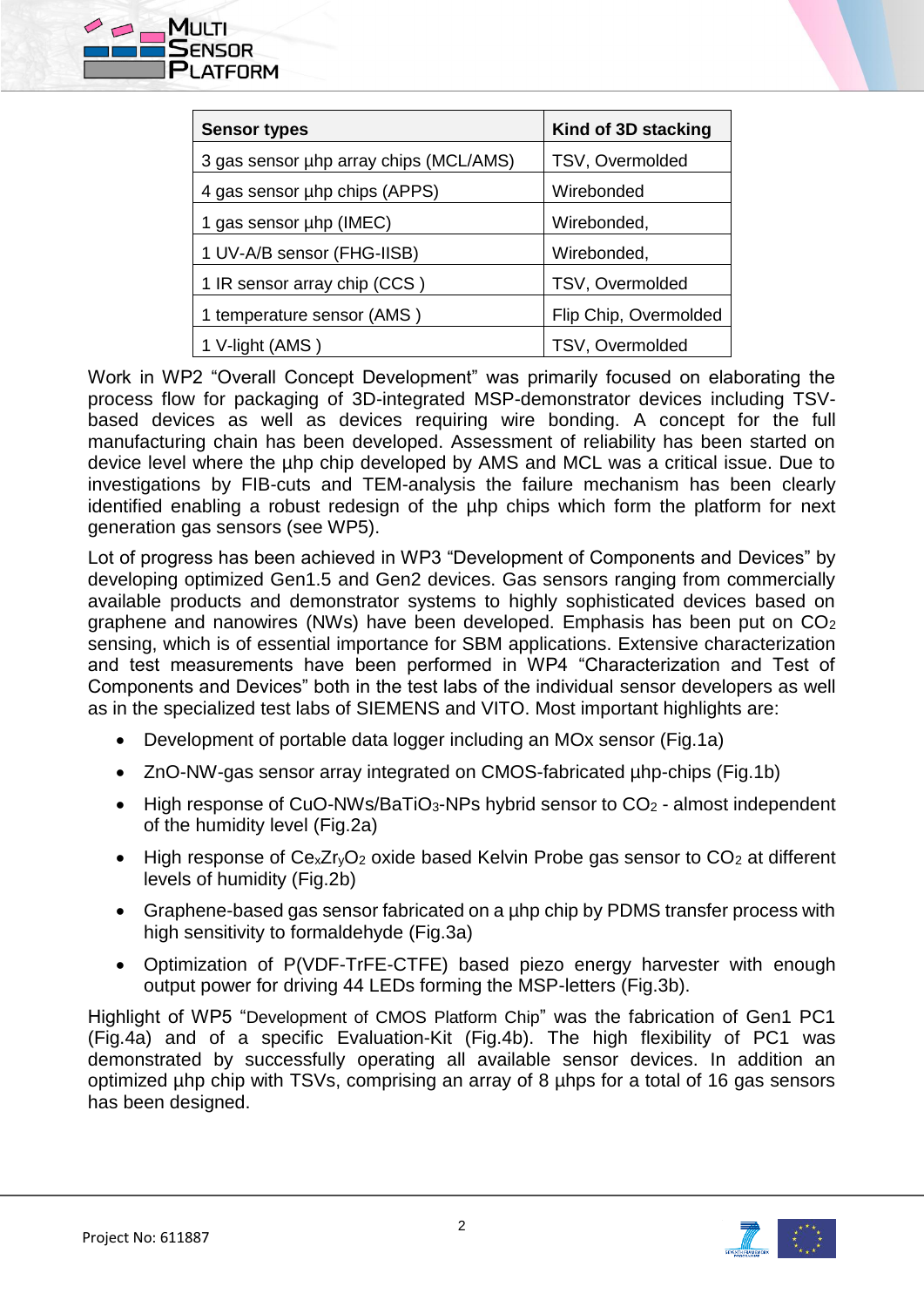| Sensor types | Kind of 3D stacking |
| --- | --- |
| 3 gas sensor µhp array chips (MCL/AMS) | TSV, Overmolded |
| 4 gas sensor µhp chips (APPS) | Wirebonded |
| 1 gas sensor µhp (IMEC) | Wirebonded, |
| 1 UV-A/B sensor (FHG-IISB) | Wirebonded, |
| 1 IR sensor array chip (CCS ) | TSV, Overmolded |
| 1 temperature sensor (AMS ) | Flip Chip, Overmolded |
| 1 V-light (AMS ) | TSV, Overmolded |

Work in WP2 "Overall Concept Development" was primarily focused on elaborating the process flow for packaging of 3D-integrated MSP-demonstrator devices including TSV-based devices as well as devices requiring wire bonding. A concept for the full manufacturing chain has been developed. Assessment of reliability has been started on device level where the µhp chip developed by AMS and MCL was a critical issue. Due to investigations by FIB-cuts and TEM-analysis the failure mechanism has been clearly identified enabling a robust redesign of the µhp chips which form the platform for next generation gas sensors (see WP5).

Lot of progress has been achieved in WP3 "Development of Components and Devices" by developing optimized Gen1.5 and Gen2 devices. Gas sensors ranging from commercially available products and demonstrator systems to highly sophisticated devices based on graphene and nanowires (NWs) have been developed. Emphasis has been put on $CO_2$ sensing, which is of essential importance for SBM applications. Extensive characterization and test measurements have been performed in WP4 "Characterization and Test of Components and Devices" both in the test labs of the individual sensor developers as well as in the specialized test labs of SIEMENS and VITO. Most important highlights are:

- Development of portable data logger including an MOx sensor (Fig.1a)
- ZnO-NW-gas sensor array integrated on CMOS-fabricated µhp-chips (Fig.1b)
- High response of CuO-NWs/$BaTiO_3$-NPs hybrid sensor to $CO_2$ - almost independent of the humidity level (Fig.2a)
- High response of $Ce_xZr_yO_2$ oxide based Kelvin Probe gas sensor to $CO_2$ at different levels of humidity (Fig.2b)
- Graphene-based gas sensor fabricated on a µhp chip by PDMS transfer process with high sensitivity to formaldehyde (Fig.3a)
- Optimization of P(VDF-TrFE-CTFE) based piezo energy harvester with enough output power for driving 44 LEDs forming the MSP-letters (Fig.3b).

Highlight of WP5 "Development of CMOS Platform Chip" was the fabrication of Gen1 PC1 (Fig.4a) and of a specific Evaluation-Kit (Fig.4b). The high flexibility of PC1 was demonstrated by successfully operating all available sensor devices. In addition an optimized µhp chip with TSVs, comprising an array of 8 µhps for a total of 16 gas sensors has been designed.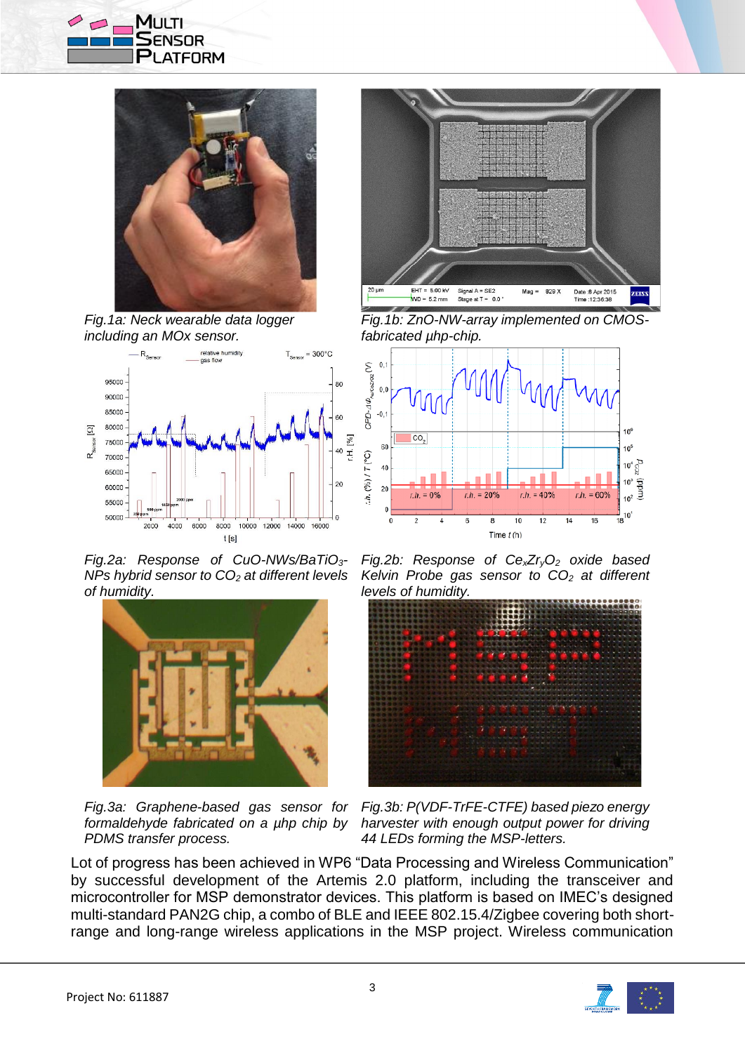Fig.1a: Neck wearable data logger including an MOx sensor.

Fig.1b: ZnO-NW-array implemented on CMOS-fabricated µhp-chip.

Fig.2a: Response of CuO-NWs/$BaTiO_3$-NPs hybrid sensor to $CO_2$ at different levels of humidity.

Fig.2b: Response of $Ce_xZr_yO_2$ oxide based Kelvin Probe gas sensor to $CO_2$ at different levels of humidity.

Fig.3a: Graphene-based gas sensor for formaldehyde fabricated on a µhp chip by PDMS transfer process.

Fig.3b: P(VDF-TrFE-CTFE) based piezo energy harvester with enough output power for driving 44 LEDs forming the MSP-letters.

Lot of progress has been achieved in WP6 "Data Processing and Wireless Communication" by successful development of the Artemis 2.0 platform, including the transceiver and microcontroller for MSP demonstrator devices. This platform is based on IMEC's designed multi-standard PAN2G chip, a combo of BLE and IEEE 802.15.4/Zigbee covering both short-range and long-range wireless applications in the MSP project. Wireless communication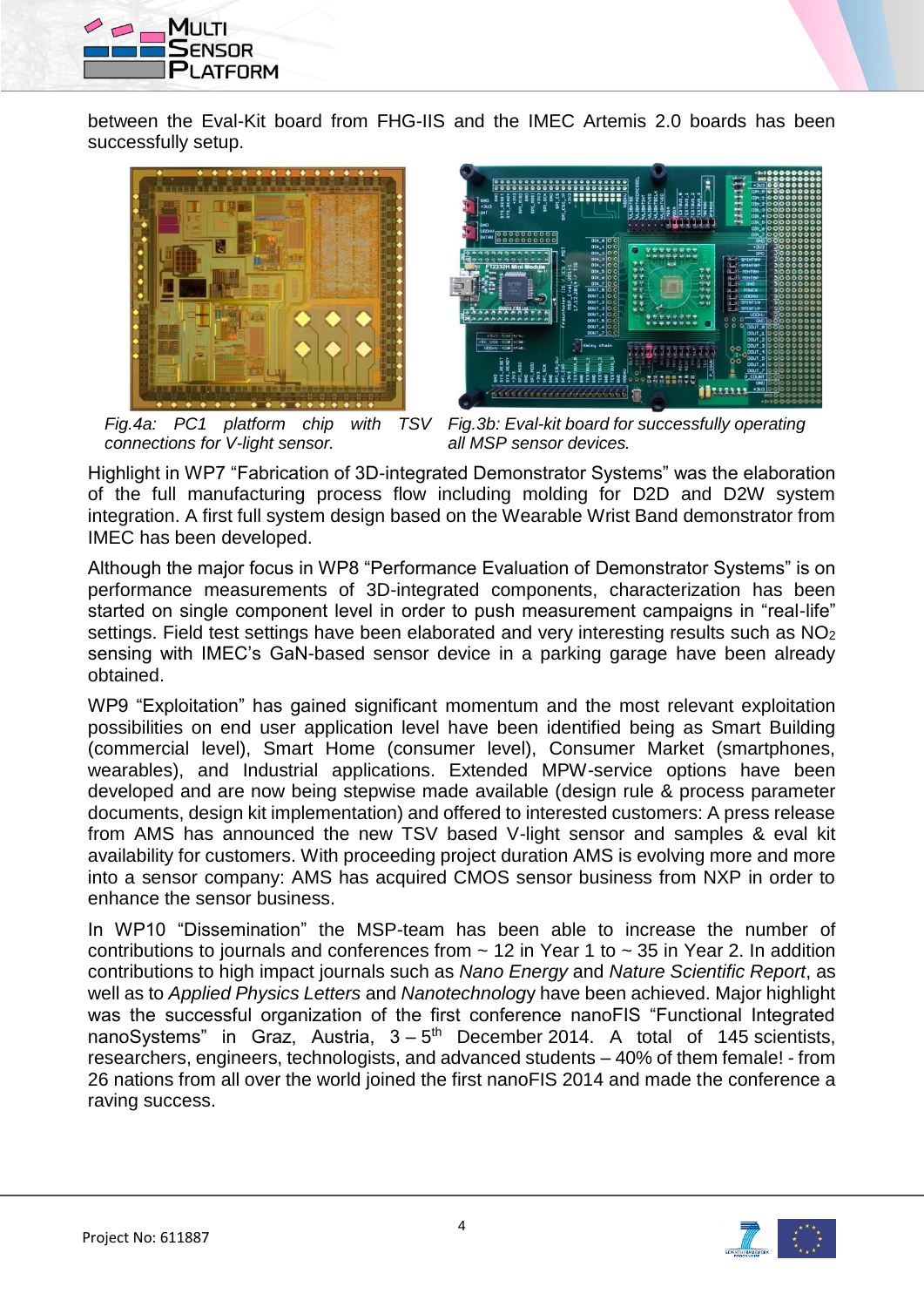between the Eval-Kit board from FHG-IIS and the IMEC Artemis 2.0 boards has been successfully setup.

*Fig.4a: PC1 platform chip with TSV connections for V-light sensor.*

*Fig.3b: Eval-kit board for successfully operating all MSP sensor devices.*

Highlight in WP7 “Fabrication of 3D-integrated Demonstrator Systems” was the elaboration of the full manufacturing process flow including molding for D2D and D2W system integration. A first full system design based on the Wearable Wrist Band demonstrator from IMEC has been developed.

Although the major focus in WP8 “Performance Evaluation of Demonstrator Systems” is on performance measurements of 3D-integrated components, characterization has been started on single component level in order to push measurement campaigns in “real-life” settings. Field test settings have been elaborated and very interesting results such as $NO_2$ sensing with IMEC’s GaN-based sensor device in a parking garage have been already obtained.

WP9 “Exploitation” has gained significant momentum and the most relevant exploitation possibilities on end user application level have been identified being as Smart Building (commercial level), Smart Home (consumer level), Consumer Market (smartphones, wearables), and Industrial applications. Extended MPW-service options have been developed and are now being stepwise made available (design rule & process parameter documents, design kit implementation) and offered to interested customers: A press release from AMS has announced the new TSV based V-light sensor and samples & eval kit availability for customers. With proceeding project duration AMS is evolving more and more into a sensor company: AMS has acquired CMOS sensor business from NXP in order to enhance the sensor business.

In WP10 “Dissemination” the MSP-team has been able to increase the number of contributions to journals and conferences from ~ 12 in Year 1 to ~ 35 in Year 2. In addition contributions to high impact journals such as *Nano Energy* and *Nature Scientific Report*, as well as to *Applied Physics Letters* and *Nanotechnolog*y have been achieved. Major highlight was the successful organization of the first conference nanoFIS “Functional Integrated nanoSystems” in Graz, Austria, 3 – 5th December 2014. A total of 145 scientists, researchers, engineers, technologists, and advanced students – 40% of them female! - from 26 nations from all over the world joined the first nanoFIS 2014 and made the conference a raving success.